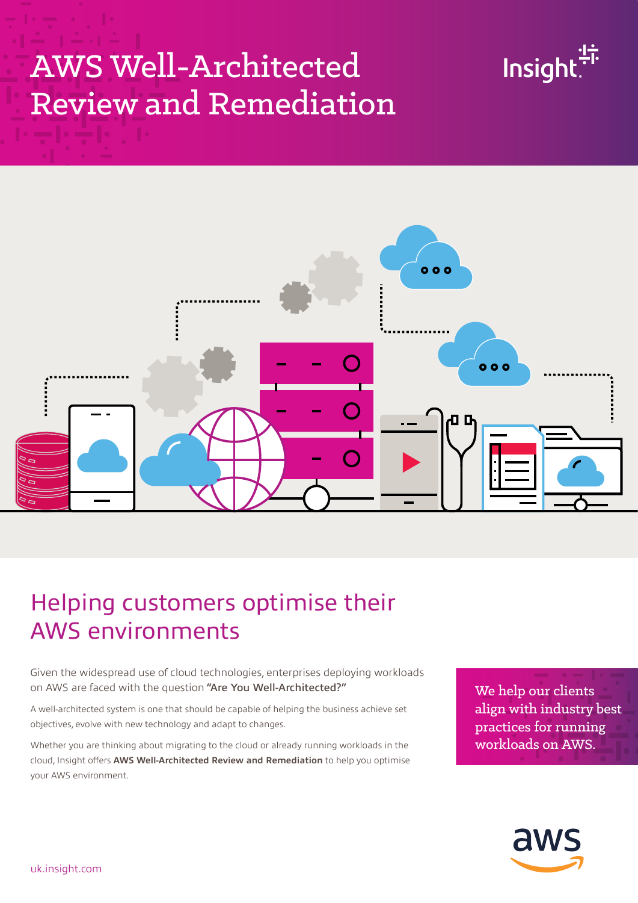# AWS Well-Architected Review and Remediation

Insight.

## Helping customers optimise their AWS environments

Given the widespread use of cloud technologies, enterprises deploying workloads on AWS are faced with the question **"Are You Well-Architected?"**

A well-architected system is one that should be capable of helping the business achieve set objectives, evolve with new technology and adapt to changes.

Whether you are thinking about migrating to the cloud or already running workloads in the cloud, Insight offers **AWS Well-Architected Review and Remediation** to help you optimise your AWS environment.

We help our clients align with industry best practices for running workloads on AWS.

uk.insight.com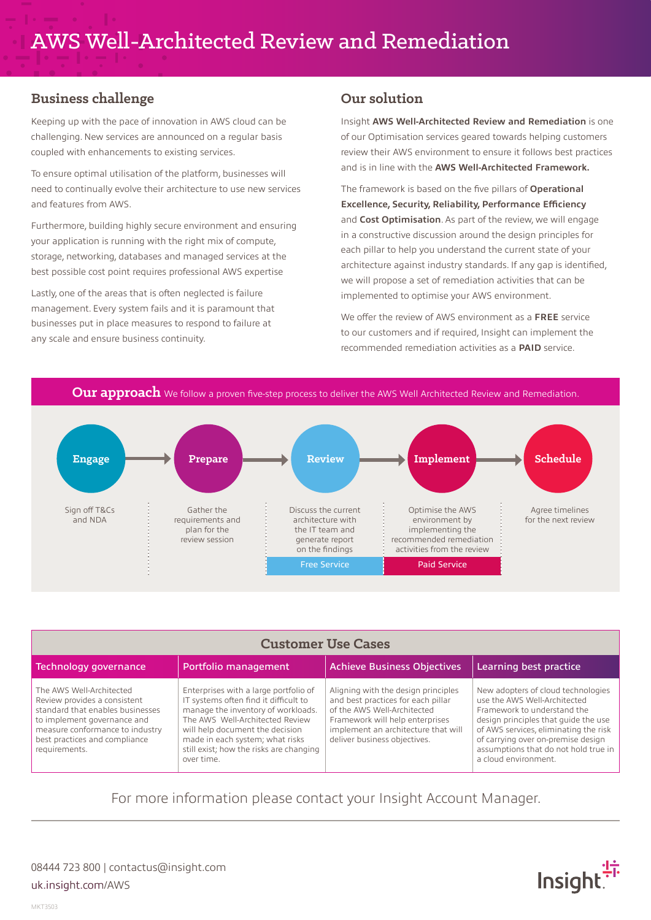# AWS Well-Architected Review and Remediation

## Business challenge

Keeping up with the pace of innovation in AWS cloud can be challenging. New services are announced on a regular basis coupled with enhancements to existing services.

To ensure optimal utilisation of the platform, businesses will need to continually evolve their architecture to use new services and features from AWS.

Furthermore, building highly secure environment and ensuring your application is running with the right mix of compute, storage, networking, databases and managed services at the best possible cost point requires professional AWS expertise

Lastly, one of the areas that is often neglected is failure management. Every system fails and it is paramount that businesses put in place measures to respond to failure at any scale and ensure business continuity.

## Our solution

Insight **AWS Well-Architected Review and Remediation** is one of our Optimisation services geared towards helping customers review their AWS environment to ensure it follows best practices and is in line with the **AWS Well-Architected Framework.**

The framework is based on the five pillars of **Operational Excellence, Security, Reliability, Performance Efficiency** and **Cost Optimisation**. As part of the review, we will engage in a constructive discussion around the design principles for each pillar to help you understand the current state of your architecture against industry standards. If any gap is identified, we will propose a set of remediation activities that can be implemented to optimise your AWS environment.

We offer the review of AWS environment as a **FREE** service to our customers and if required, Insight can implement the recommended remediation activities as a **PAID** service.

## Our approach

We follow a proven five-step process to deliver the AWS Well Architected Review and Remediation.

Engage → Prepare → Review → Implement → Schedule

**Engage**
Sign off T&Cs and NDA

**Prepare**
Gather the requirements and plan for the review session

**Review**
Discuss the current architecture with the IT team and generate report on the findings
Free Service

**Implement**
Optimise the AWS environment by implementing the recommended remediation activities from the review
Paid Service

**Schedule**
Agree timelines for the next review

## Customer Use Cases

| Technology governance | Portfolio management | Achieve Business Objectives | Learning best practice |
|---|---|---|---|
| The AWS Well-Architected Review provides a consistent standard that enables businesses to implement governance and measure conformance to industry best practices and compliance requirements. | Enterprises with a large portfolio of IT systems often find it difficult to manage the inventory of workloads. The AWS Well-Architected Review will help document the decision made in each system; what risks still exist; how the risks are changing over time. | Aligning with the design principles and best practices for each pillar of the AWS Well-Architected Framework will help enterprises implement an architecture that will deliver business objectives. | New adopters of cloud technologies use the AWS Well-Architected Framework to understand the design principles that guide the use of AWS services, eliminating the risk of carrying over on-premise design assumptions that do not hold true in a cloud environment. |

For more information please contact your Insight Account Manager.

08444 723 800 | contactus@insight.com
uk.insight.com/AWS

Insight

MKT3503